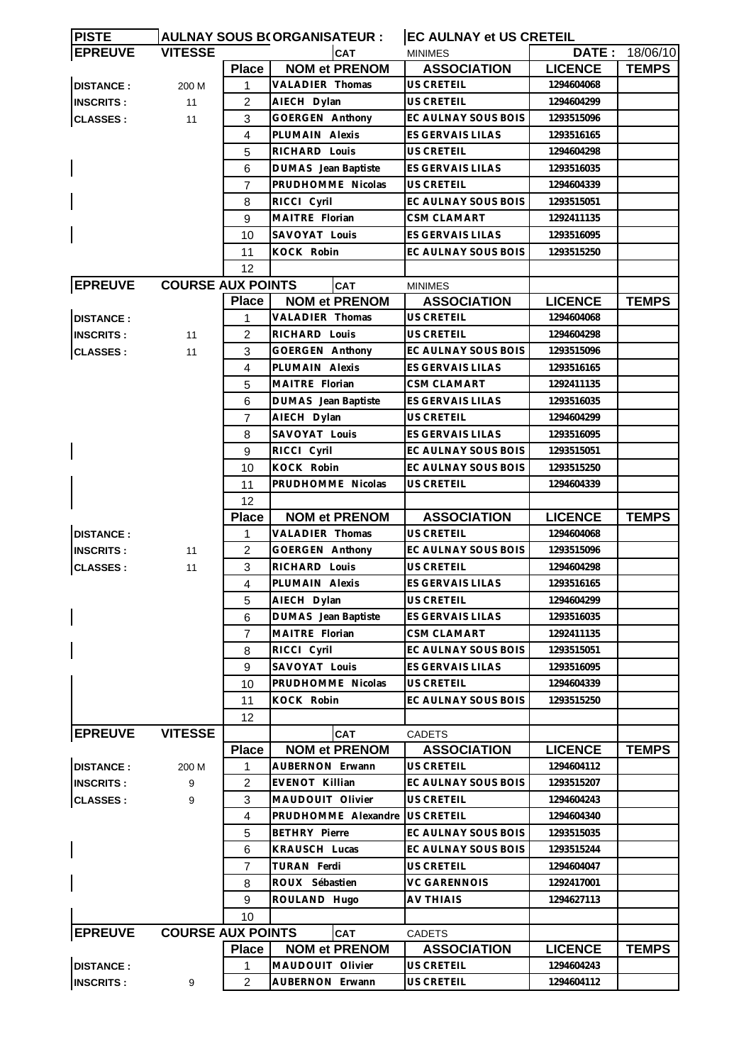| PISTE | AULNAY SOUS BOIS | ORGANISATEUR : | | EC AULNAY et US CRETEIL | | |
|---|---|---|---|---|---|---|
| **EPREUVE** | **VITESSE** | | **CAT** | MINIMES | **DATE :** | 18/06/10 |
| | | **Place** | **NOM et PRENOM** | **ASSOCIATION** | **LICENCE** | **TEMPS** |
| **DISTANCE :** | 200 M | 1 | VALADIER Thomas | US CRETEIL | 1294604068 | |
| **INSCRITS :** | 11 | 2 | AIECH Dylan | US CRETEIL | 1294604299 | |
| **CLASSES :** | 11 | 3 | GOERGEN Anthony | EC AULNAY SOUS BOIS | 1293515096 | |
| | | 4 | PLUMAIN Alexis | ES GERVAIS LILAS | 1293516165 | |
| | | 5 | RICHARD Louis | US CRETEIL | 1294604298 | |
| | | 6 | DUMAS Jean Baptiste | ES GERVAIS LILAS | 1293516035 | |
| | | 7 | PRUDHOMME Nicolas | US CRETEIL | 1294604339 | |
| | | 8 | RICCI Cyril | EC AULNAY SOUS BOIS | 1293515051 | |
| | | 9 | MAITRE Florian | CSM CLAMART | 1292411135 | |
| | | 10 | SAVOYAT Louis | ES GERVAIS LILAS | 1293516095 | |
| | | 11 | KOCK Robin | EC AULNAY SOUS BOIS | 1293515250 | |
| | | 12 | | | | |
| **EPREUVE** | **COURSE AUX POINTS** | | **CAT** | MINIMES | | |
| | | **Place** | **NOM et PRENOM** | **ASSOCIATION** | **LICENCE** | **TEMPS** |
| **DISTANCE :** | | 1 | VALADIER Thomas | US CRETEIL | 1294604068 | |
| **INSCRITS :** | 11 | 2 | RICHARD Louis | US CRETEIL | 1294604298 | |
| **CLASSES :** | 11 | 3 | GOERGEN Anthony | EC AULNAY SOUS BOIS | 1293515096 | |
| | | 4 | PLUMAIN Alexis | ES GERVAIS LILAS | 1293516165 | |
| | | 5 | MAITRE Florian | CSM CLAMART | 1292411135 | |
| | | 6 | DUMAS Jean Baptiste | ES GERVAIS LILAS | 1293516035 | |
| | | 7 | AIECH Dylan | US CRETEIL | 1294604299 | |
| | | 8 | SAVOYAT Louis | ES GERVAIS LILAS | 1293516095 | |
| | | 9 | RICCI Cyril | EC AULNAY SOUS BOIS | 1293515051 | |
| | | 10 | KOCK Robin | EC AULNAY SOUS BOIS | 1293515250 | |
| | | 11 | PRUDHOMME Nicolas | US CRETEIL | 1294604339 | |
| | | 12 | | | | |
| | | **Place** | **NOM et PRENOM** | **ASSOCIATION** | **LICENCE** | **TEMPS** |
| **DISTANCE :** | | 1 | VALADIER Thomas | US CRETEIL | 1294604068 | |
| **INSCRITS :** | 11 | 2 | GOERGEN Anthony | EC AULNAY SOUS BOIS | 1293515096 | |
| **CLASSES :** | 11 | 3 | RICHARD Louis | US CRETEIL | 1294604298 | |
| | | 4 | PLUMAIN Alexis | ES GERVAIS LILAS | 1293516165 | |
| | | 5 | AIECH Dylan | US CRETEIL | 1294604299 | |
| | | 6 | DUMAS Jean Baptiste | ES GERVAIS LILAS | 1293516035 | |
| | | 7 | MAITRE Florian | CSM CLAMART | 1292411135 | |
| | | 8 | RICCI Cyril | EC AULNAY SOUS BOIS | 1293515051 | |
| | | 9 | SAVOYAT Louis | ES GERVAIS LILAS | 1293516095 | |
| | | 10 | PRUDHOMME Nicolas | US CRETEIL | 1294604339 | |
| | | 11 | KOCK Robin | EC AULNAY SOUS BOIS | 1293515250 | |
| | | 12 | | | | |
| **EPREUVE** | **VITESSE** | | **CAT** | CADETS | | |
| | | **Place** | **NOM et PRENOM** | **ASSOCIATION** | **LICENCE** | **TEMPS** |
| **DISTANCE :** | 200 M | 1 | AUBERNON Erwann | US CRETEIL | 1294604112 | |
| **INSCRITS :** | 9 | 2 | EVENOT Killian | EC AULNAY SOUS BOIS | 1293515207 | |
| **CLASSES :** | 9 | 3 | MAUDOUIT Olivier | US CRETEIL | 1294604243 | |
| | | 4 | PRUDHOMME Alexandre | US CRETEIL | 1294604340 | |
| | | 5 | BETHRY Pierre | EC AULNAY SOUS BOIS | 1293515035 | |
| | | 6 | KRAUSCH Lucas | EC AULNAY SOUS BOIS | 1293515244 | |
| | | 7 | TURAN Ferdi | US CRETEIL | 1294604047 | |
| | | 8 | ROUX Sébastien | VC GARENNOIS | 1292417001 | |
| | | 9 | ROULAND Hugo | AV THIAIS | 1294627113 | |
| | | 10 | | | | |
| **EPREUVE** | **COURSE AUX POINTS** | | **CAT** | CADETS | | |
| | | **Place** | **NOM et PRENOM** | **ASSOCIATION** | **LICENCE** | **TEMPS** |
| **DISTANCE :** | | 1 | MAUDOUIT Olivier | US CRETEIL | 1294604243 | |
| **INSCRITS :** | 9 | 2 | AUBERNON Erwann | US CRETEIL | 1294604112 | |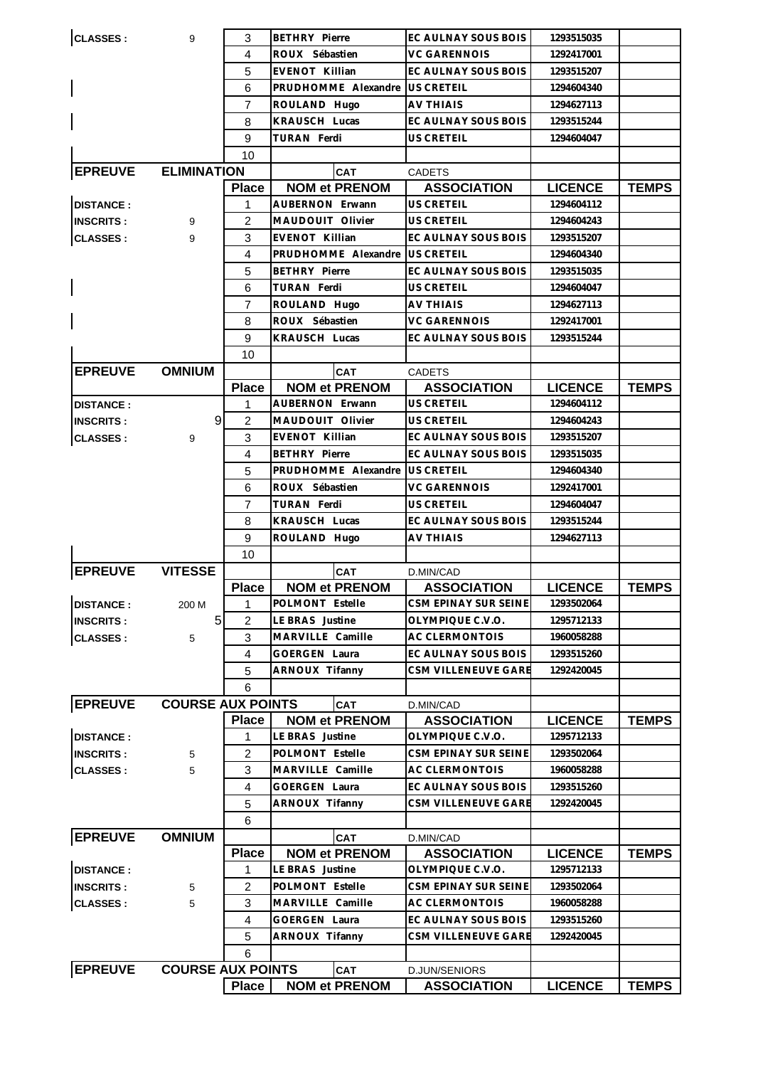| | | Place | NOM et PRENOM | ASSOCIATION | LICENCE | TEMPS |
|---|---|---|---|---|---|---|
| CLASSES : | 9 | 3 | BETHRY Pierre | EC AULNAY SOUS BOIS | 1293515035 | |
| | | 4 | ROUX Sébastien | VC GARENNOIS | 1292417001 | |
| | | 5 | EVENOT Killian | EC AULNAY SOUS BOIS | 1293515207 | |
| | | 6 | PRUDHOMME Alexandre | US CRETEIL | 1294604340 | |
| | | 7 | ROULAND Hugo | AV THIAIS | 1294627113 | |
| | | 8 | KRAUSCH Lucas | EC AULNAY SOUS BOIS | 1293515244 | |
| | | 9 | TURAN Ferdi | US CRETEIL | 1294604047 | |
| | | 10 | | | | |

**EPREUVE** ELIMINATION — CAT CADETS

| | | Place | NOM et PRENOM | ASSOCIATION | LICENCE | TEMPS |
|---|---|---|---|---|---|---|
| DISTANCE : | | 1 | AUBERNON Erwann | US CRETEIL | 1294604112 | |
| INSCRITS : | 9 | 2 | MAUDOUIT Olivier | US CRETEIL | 1294604243 | |
| CLASSES : | 9 | 3 | EVENOT Killian | EC AULNAY SOUS BOIS | 1293515207 | |
| | | 4 | PRUDHOMME Alexandre | US CRETEIL | 1294604340 | |
| | | 5 | BETHRY Pierre | EC AULNAY SOUS BOIS | 1293515035 | |
| | | 6 | TURAN Ferdi | US CRETEIL | 1294604047 | |
| | | 7 | ROULAND Hugo | AV THIAIS | 1294627113 | |
| | | 8 | ROUX Sébastien | VC GARENNOIS | 1292417001 | |
| | | 9 | KRAUSCH Lucas | EC AULNAY SOUS BOIS | 1293515244 | |
| | | 10 | | | | |

**EPREUVE** OMNIUM — CAT CADETS

| | | Place | NOM et PRENOM | ASSOCIATION | LICENCE | TEMPS |
|---|---|---|---|---|---|---|
| DISTANCE : | | 1 | AUBERNON Erwann | US CRETEIL | 1294604112 | |
| INSCRITS : | 9 | 2 | MAUDOUIT Olivier | US CRETEIL | 1294604243 | |
| CLASSES : | 9 | 3 | EVENOT Killian | EC AULNAY SOUS BOIS | 1293515207 | |
| | | 4 | BETHRY Pierre | EC AULNAY SOUS BOIS | 1293515035 | |
| | | 5 | PRUDHOMME Alexandre | US CRETEIL | 1294604340 | |
| | | 6 | ROUX Sébastien | VC GARENNOIS | 1292417001 | |
| | | 7 | TURAN Ferdi | US CRETEIL | 1294604047 | |
| | | 8 | KRAUSCH Lucas | EC AULNAY SOUS BOIS | 1293515244 | |
| | | 9 | ROULAND Hugo | AV THIAIS | 1294627113 | |
| | | 10 | | | | |

**EPREUVE** VITESSE — CAT D.MIN/CAD

| | | Place | NOM et PRENOM | ASSOCIATION | LICENCE | TEMPS |
|---|---|---|---|---|---|---|
| DISTANCE : | 200 M | 1 | POLMONT Estelle | CSM EPINAY SUR SEINE | 1293502064 | |
| INSCRITS : | 5 | 2 | LE BRAS Justine | OLYMPIQUE C.V.O. | 1295712133 | |
| CLASSES : | 5 | 3 | MARVILLE Camille | AC CLERMONTOIS | 1960058288 | |
| | | 4 | GOERGEN Laura | EC AULNAY SOUS BOIS | 1293515260 | |
| | | 5 | ARNOUX Tifanny | CSM VILLENEUVE GARE | 1292420045 | |
| | | 6 | | | | |

**EPREUVE** COURSE AUX POINTS — CAT D.MIN/CAD

| | | Place | NOM et PRENOM | ASSOCIATION | LICENCE | TEMPS |
|---|---|---|---|---|---|---|
| DISTANCE : | | 1 | LE BRAS Justine | OLYMPIQUE C.V.O. | 1295712133 | |
| INSCRITS : | 5 | 2 | POLMONT Estelle | CSM EPINAY SUR SEINE | 1293502064 | |
| CLASSES : | 5 | 3 | MARVILLE Camille | AC CLERMONTOIS | 1960058288 | |
| | | 4 | GOERGEN Laura | EC AULNAY SOUS BOIS | 1293515260 | |
| | | 5 | ARNOUX Tifanny | CSM VILLENEUVE GARE | 1292420045 | |
| | | 6 | | | | |

**EPREUVE** OMNIUM — CAT D.MIN/CAD

| | | Place | NOM et PRENOM | ASSOCIATION | LICENCE | TEMPS |
|---|---|---|---|---|---|---|
| DISTANCE : | | 1 | LE BRAS Justine | OLYMPIQUE C.V.O. | 1295712133 | |
| INSCRITS : | 5 | 2 | POLMONT Estelle | CSM EPINAY SUR SEINE | 1293502064 | |
| CLASSES : | 5 | 3 | MARVILLE Camille | AC CLERMONTOIS | 1960058288 | |
| | | 4 | GOERGEN Laura | EC AULNAY SOUS BOIS | 1293515260 | |
| | | 5 | ARNOUX Tifanny | CSM VILLENEUVE GARE | 1292420045 | |
| | | 6 | | | | |

**EPREUVE** COURSE AUX POINTS — CAT D.JUN/SENIORS

| | | Place | NOM et PRENOM | ASSOCIATION | LICENCE | TEMPS |
|---|---|---|---|---|---|---|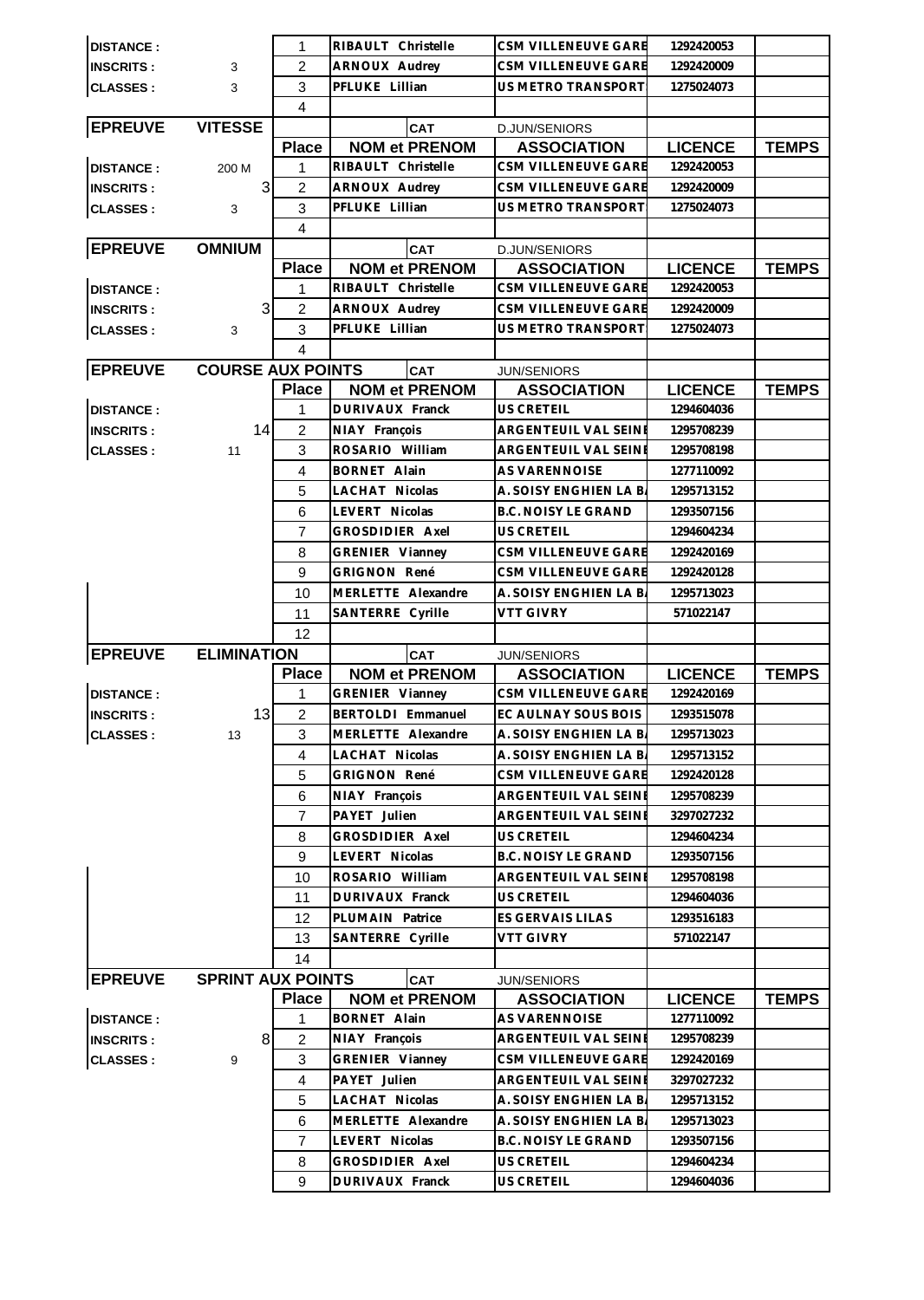| | | | | | | |
|---|---|---|---|---|---|---|
| **DISTANCE :** | | 1 | RIBAULT Christelle | CSM VILLENEUVE GARE | 1292420053 | |
| **INSCRITS :** | 3 | 2 | ARNOUX Audrey | CSM VILLENEUVE GARE | 1292420009 | |
| **CLASSES :** | 3 | 3 | PFLUKE Lillian | US METRO TRANSPORT | 1275024073 | |
| | | 4 | | | | |

| **EPREUVE** | **VITESSE** | | | **CAT** | D.JUN/SENIORS | | |
|---|---|---|---|---|---|---|---|
| | | **Place** | **NOM et PRENOM** | | **ASSOCIATION** | **LICENCE** | **TEMPS** |
| **DISTANCE :** | 200 M | 1 | RIBAULT Christelle | | CSM VILLENEUVE GARE | 1292420053 | |
| **INSCRITS :** | 3 | 2 | ARNOUX Audrey | | CSM VILLENEUVE GARE | 1292420009 | |
| **CLASSES :** | 3 | 3 | PFLUKE Lillian | | US METRO TRANSPORT | 1275024073 | |
| | | 4 | | | | | |

| **EPREUVE** | **OMNIUM** | | | **CAT** | D.JUN/SENIORS | | |
|---|---|---|---|---|---|---|---|
| | | **Place** | **NOM et PRENOM** | | **ASSOCIATION** | **LICENCE** | **TEMPS** |
| **DISTANCE :** | | 1 | RIBAULT Christelle | | CSM VILLENEUVE GARE | 1292420053 | |
| **INSCRITS :** | 3 | 2 | ARNOUX Audrey | | CSM VILLENEUVE GARE | 1292420009 | |
| **CLASSES :** | 3 | 3 | PFLUKE Lillian | | US METRO TRANSPORT | 1275024073 | |
| | | 4 | | | | | |

| **EPREUVE** | **COURSE AUX POINTS** | | | **CAT** | JUN/SENIORS | | |
|---|---|---|---|---|---|---|---|
| | | **Place** | **NOM et PRENOM** | | **ASSOCIATION** | **LICENCE** | **TEMPS** |
| **DISTANCE :** | | 1 | DURIVAUX Franck | | US CRETEIL | 1294604036 | |
| **INSCRITS :** | 14 | 2 | NIAY François | | ARGENTEUIL VAL SEINE | 1295708239 | |
| **CLASSES :** | 11 | 3 | ROSARIO William | | ARGENTEUIL VAL SEINE | 1295708198 | |
| | | 4 | BORNET Alain | | AS VARENNOISE | 1277110092 | |
| | | 5 | LACHAT Nicolas | | A. SOISY ENGHIEN LA BA | 1295713152 | |
| | | 6 | LEVERT Nicolas | | B.C. NOISY LE GRAND | 1293507156 | |
| | | 7 | GROSDIDIER Axel | | US CRETEIL | 1294604234 | |
| | | 8 | GRENIER Vianney | | CSM VILLENEUVE GARE | 1292420169 | |
| | | 9 | GRIGNON René | | CSM VILLENEUVE GARE | 1292420128 | |
| | | 10 | MERLETTE Alexandre | | A. SOISY ENGHIEN LA BA | 1295713023 | |
| | | 11 | SANTERRE Cyrille | | VTT GIVRY | 571022147 | |
| | | 12 | | | | | |

| **EPREUVE** | **ELIMINATION** | | | **CAT** | JUN/SENIORS | | |
|---|---|---|---|---|---|---|---|
| | | **Place** | **NOM et PRENOM** | | **ASSOCIATION** | **LICENCE** | **TEMPS** |
| **DISTANCE :** | | 1 | GRENIER Vianney | | CSM VILLENEUVE GARE | 1292420169 | |
| **INSCRITS :** | 13 | 2 | BERTOLDI Emmanuel | | EC AULNAY SOUS BOIS | 1293515078 | |
| **CLASSES :** | 13 | 3 | MERLETTE Alexandre | | A. SOISY ENGHIEN LA BA | 1295713023 | |
| | | 4 | LACHAT Nicolas | | A. SOISY ENGHIEN LA BA | 1295713152 | |
| | | 5 | GRIGNON René | | CSM VILLENEUVE GARE | 1292420128 | |
| | | 6 | NIAY François | | ARGENTEUIL VAL SEINE | 1295708239 | |
| | | 7 | PAYET Julien | | ARGENTEUIL VAL SEINE | 3297027232 | |
| | | 8 | GROSDIDIER Axel | | US CRETEIL | 1294604234 | |
| | | 9 | LEVERT Nicolas | | B.C. NOISY LE GRAND | 1293507156 | |
| | | 10 | ROSARIO William | | ARGENTEUIL VAL SEINE | 1295708198 | |
| | | 11 | DURIVAUX Franck | | US CRETEIL | 1294604036 | |
| | | 12 | PLUMAIN Patrice | | ES GERVAIS LILAS | 1293516183 | |
| | | 13 | SANTERRE Cyrille | | VTT GIVRY | 571022147 | |
| | | 14 | | | | | |

| **EPREUVE** | **SPRINT AUX POINTS** | | | **CAT** | JUN/SENIORS | | |
|---|---|---|---|---|---|---|---|
| | | **Place** | **NOM et PRENOM** | | **ASSOCIATION** | **LICENCE** | **TEMPS** |
| **DISTANCE :** | | 1 | BORNET Alain | | AS VARENNOISE | 1277110092 | |
| **INSCRITS :** | 8 | 2 | NIAY François | | ARGENTEUIL VAL SEINE | 1295708239 | |
| **CLASSES :** | 9 | 3 | GRENIER Vianney | | CSM VILLENEUVE GARE | 1292420169 | |
| | | 4 | PAYET Julien | | ARGENTEUIL VAL SEINE | 3297027232 | |
| | | 5 | LACHAT Nicolas | | A. SOISY ENGHIEN LA BA | 1295713152 | |
| | | 6 | MERLETTE Alexandre | | A. SOISY ENGHIEN LA BA | 1295713023 | |
| | | 7 | LEVERT Nicolas | | B.C. NOISY LE GRAND | 1293507156 | |
| | | 8 | GROSDIDIER Axel | | US CRETEIL | 1294604234 | |
| | | 9 | DURIVAUX Franck | | US CRETEIL | 1294604036 | |